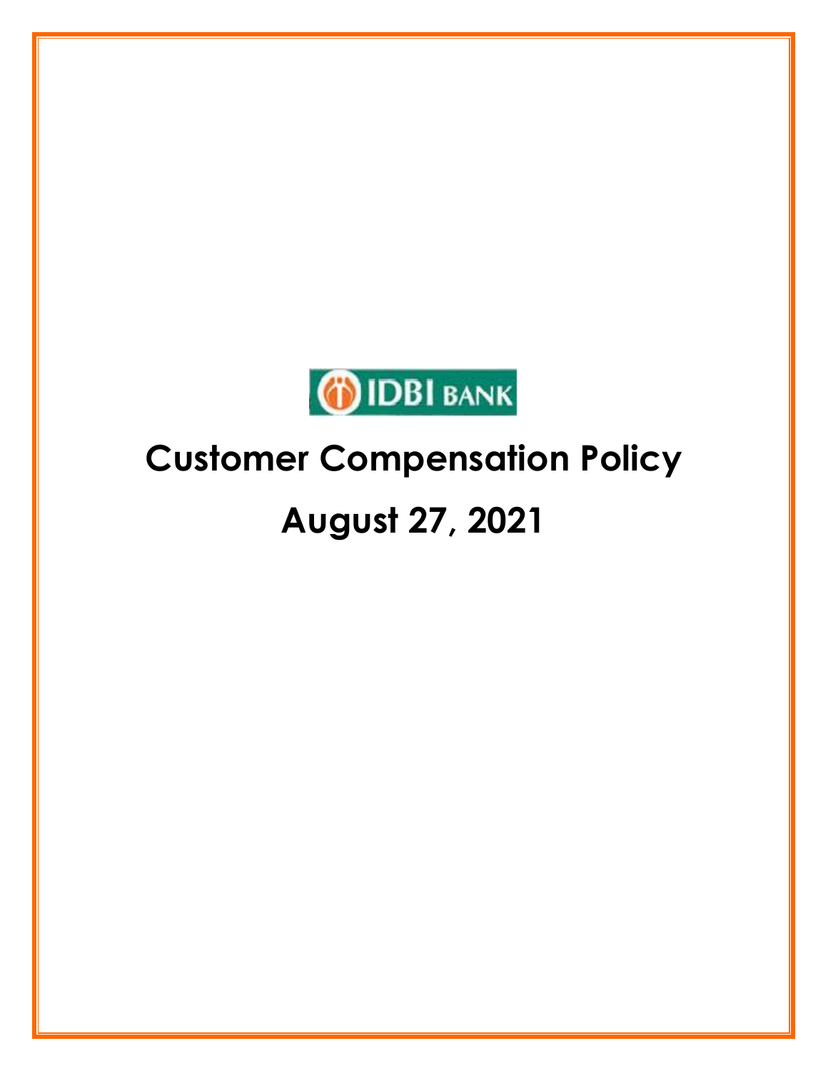IDBI BANK

# Customer Compensation Policy

# August 27, 2021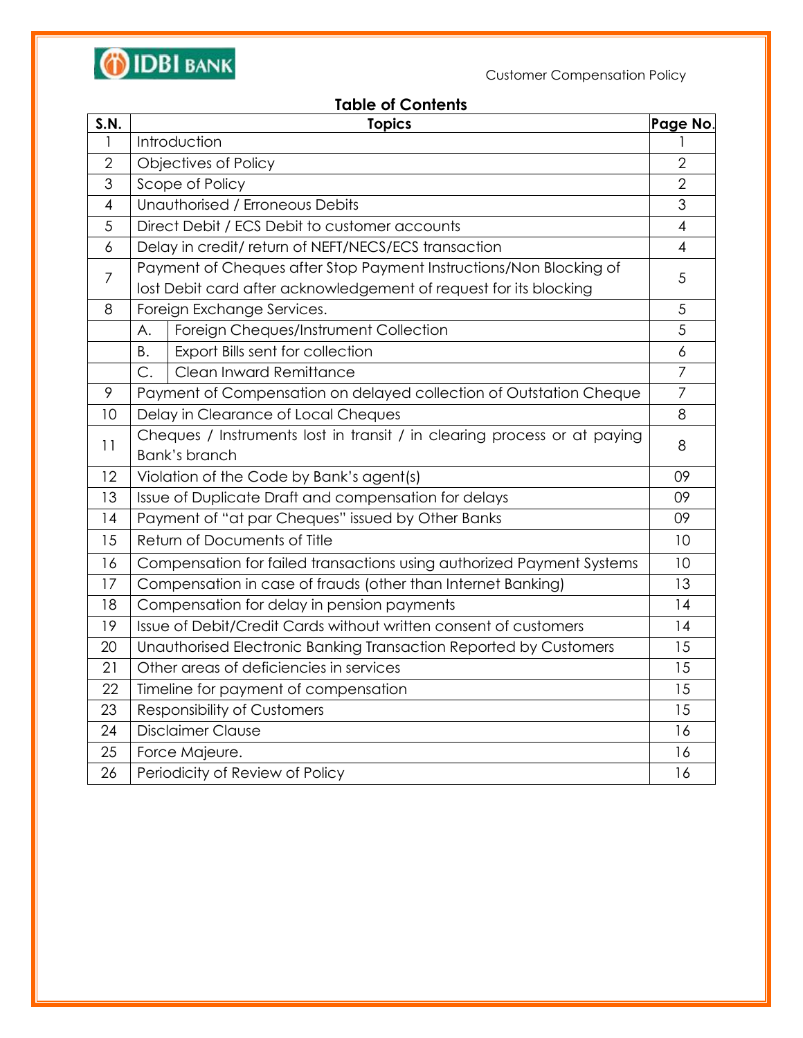## Table of Contents

| S.N. | Topics | | Page No. |
|---|---|---|---|
| 1 | Introduction | | 1 |
| 2 | Objectives of Policy | | 2 |
| 3 | Scope of Policy | | 2 |
| 4 | Unauthorised / Erroneous Debits | | 3 |
| 5 | Direct Debit / ECS Debit to customer accounts | | 4 |
| 6 | Delay in credit/ return of NEFT/NECS/ECS transaction | | 4 |
| 7 | Payment of Cheques after Stop Payment Instructions/Non Blocking of lost Debit card after acknowledgement of request for its blocking | | 5 |
| 8 | Foreign Exchange Services. | | 5 |
| | A. | Foreign Cheques/Instrument Collection | 5 |
| | B. | Export Bills sent for collection | 6 |
| | C. | Clean Inward Remittance | 7 |
| 9 | Payment of Compensation on delayed collection of Outstation Cheque | | 7 |
| 10 | Delay in Clearance of Local Cheques | | 8 |
| 11 | Cheques / Instruments lost in transit / in clearing process or at paying Bank's branch | | 8 |
| 12 | Violation of the Code by Bank's agent(s) | | 09 |
| 13 | Issue of Duplicate Draft and compensation for delays | | 09 |
| 14 | Payment of "at par Cheques" issued by Other Banks | | 09 |
| 15 | Return of Documents of Title | | 10 |
| 16 | Compensation for failed transactions using authorized Payment Systems | | 10 |
| 17 | Compensation in case of frauds (other than Internet Banking) | | 13 |
| 18 | Compensation for delay in pension payments | | 14 |
| 19 | Issue of Debit/Credit Cards without written consent of customers | | 14 |
| 20 | Unauthorised Electronic Banking Transaction Reported by Customers | | 15 |
| 21 | Other areas of deficiencies in services | | 15 |
| 22 | Timeline for payment of compensation | | 15 |
| 23 | Responsibility of Customers | | 15 |
| 24 | Disclaimer Clause | | 16 |
| 25 | Force Majeure. | | 16 |
| 26 | Periodicity of Review of Policy | | 16 |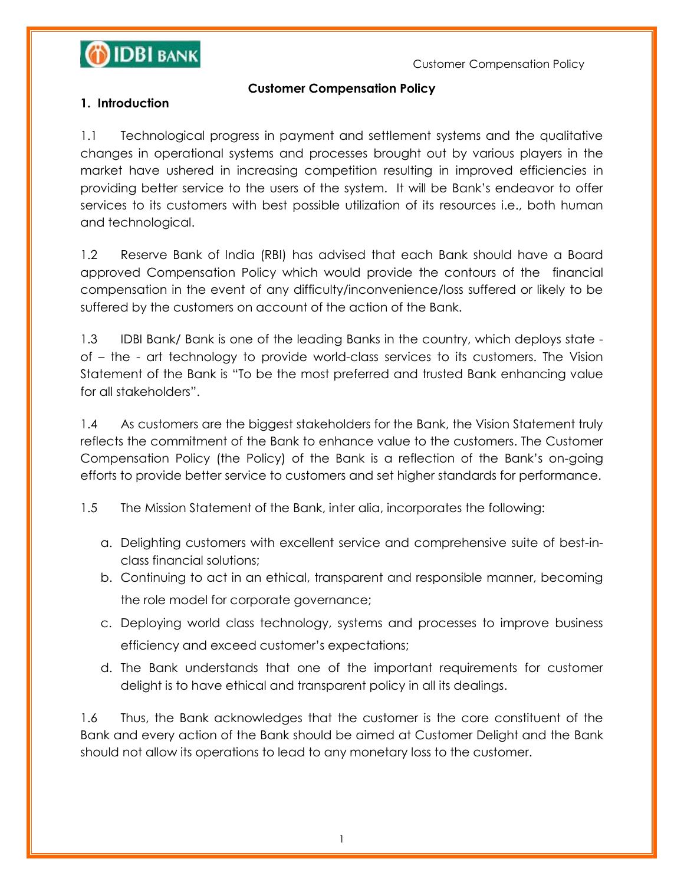## Customer Compensation Policy

### 1. Introduction

1.1 Technological progress in payment and settlement systems and the qualitative changes in operational systems and processes brought out by various players in the market have ushered in increasing competition resulting in improved efficiencies in providing better service to the users of the system. It will be Bank's endeavor to offer services to its customers with best possible utilization of its resources i.e., both human and technological.

1.2 Reserve Bank of India (RBI) has advised that each Bank should have a Board approved Compensation Policy which would provide the contours of the financial compensation in the event of any difficulty/inconvenience/loss suffered or likely to be suffered by the customers on account of the action of the Bank.

1.3 IDBI Bank/ Bank is one of the leading Banks in the country, which deploys state - of – the - art technology to provide world-class services to its customers. The Vision Statement of the Bank is "To be the most preferred and trusted Bank enhancing value for all stakeholders".

1.4 As customers are the biggest stakeholders for the Bank, the Vision Statement truly reflects the commitment of the Bank to enhance value to the customers. The Customer Compensation Policy (the Policy) of the Bank is a reflection of the Bank's on-going efforts to provide better service to customers and set higher standards for performance.

1.5 The Mission Statement of the Bank, inter alia, incorporates the following:

a. Delighting customers with excellent service and comprehensive suite of best-in-class financial solutions;
b. Continuing to act in an ethical, transparent and responsible manner, becoming the role model for corporate governance;
c. Deploying world class technology, systems and processes to improve business efficiency and exceed customer's expectations;
d. The Bank understands that one of the important requirements for customer delight is to have ethical and transparent policy in all its dealings.

1.6 Thus, the Bank acknowledges that the customer is the core constituent of the Bank and every action of the Bank should be aimed at Customer Delight and the Bank should not allow its operations to lead to any monetary loss to the customer.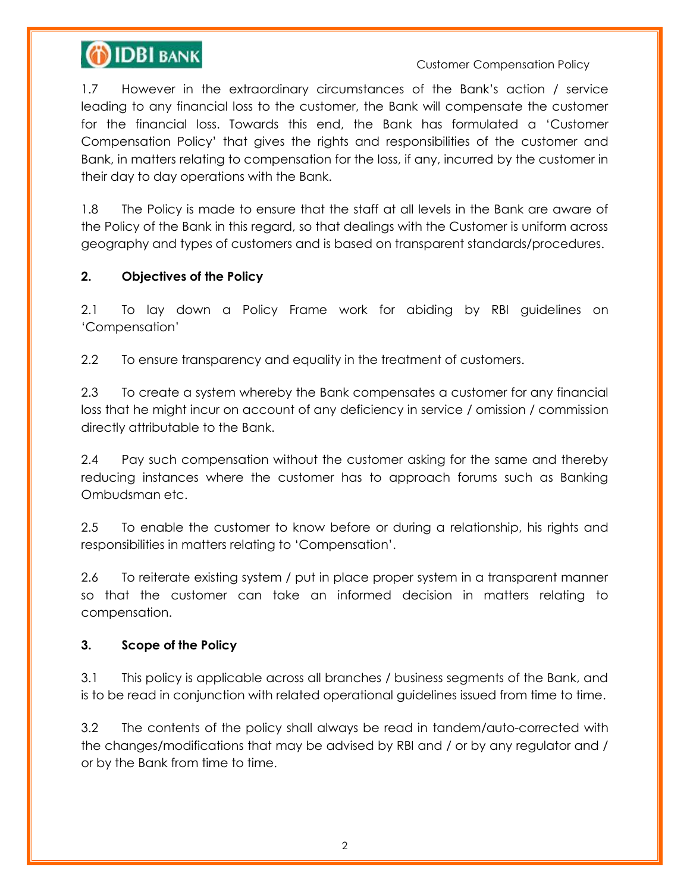1.7 However in the extraordinary circumstances of the Bank's action / service leading to any financial loss to the customer, the Bank will compensate the customer for the financial loss. Towards this end, the Bank has formulated a 'Customer Compensation Policy' that gives the rights and responsibilities of the customer and Bank, in matters relating to compensation for the loss, if any, incurred by the customer in their day to day operations with the Bank.

1.8 The Policy is made to ensure that the staff at all levels in the Bank are aware of the Policy of the Bank in this regard, so that dealings with the Customer is uniform across geography and types of customers and is based on transparent standards/procedures.

**2. Objectives of the Policy**

2.1 To lay down a Policy Frame work for abiding by RBI guidelines on 'Compensation'

2.2 To ensure transparency and equality in the treatment of customers.

2.3 To create a system whereby the Bank compensates a customer for any financial loss that he might incur on account of any deficiency in service / omission / commission directly attributable to the Bank.

2.4 Pay such compensation without the customer asking for the same and thereby reducing instances where the customer has to approach forums such as Banking Ombudsman etc.

2.5 To enable the customer to know before or during a relationship, his rights and responsibilities in matters relating to 'Compensation'.

2.6 To reiterate existing system / put in place proper system in a transparent manner so that the customer can take an informed decision in matters relating to compensation.

**3. Scope of the Policy**

3.1 This policy is applicable across all branches / business segments of the Bank, and is to be read in conjunction with related operational guidelines issued from time to time.

3.2 The contents of the policy shall always be read in tandem/auto-corrected with the changes/modifications that may be advised by RBI and / or by any regulator and / or by the Bank from time to time.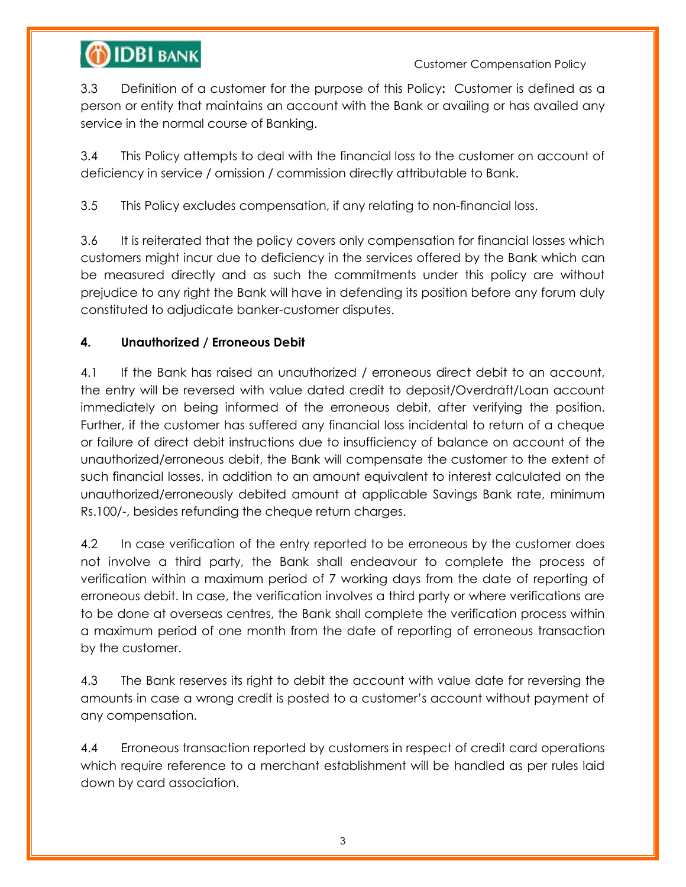3.3 Definition of a customer for the purpose of this Policy**:** Customer is defined as a person or entity that maintains an account with the Bank or availing or has availed any service in the normal course of Banking.

3.4 This Policy attempts to deal with the financial loss to the customer on account of deficiency in service / omission / commission directly attributable to Bank.

3.5 This Policy excludes compensation, if any relating to non-financial loss.

3.6 It is reiterated that the policy covers only compensation for financial losses which customers might incur due to deficiency in the services offered by the Bank which can be measured directly and as such the commitments under this policy are without prejudice to any right the Bank will have in defending its position before any forum duly constituted to adjudicate banker-customer disputes.

## 4. Unauthorized / Erroneous Debit

4.1 If the Bank has raised an unauthorized / erroneous direct debit to an account, the entry will be reversed with value dated credit to deposit/Overdraft/Loan account immediately on being informed of the erroneous debit, after verifying the position. Further, if the customer has suffered any financial loss incidental to return of a cheque or failure of direct debit instructions due to insufficiency of balance on account of the unauthorized/erroneous debit, the Bank will compensate the customer to the extent of such financial losses, in addition to an amount equivalent to interest calculated on the unauthorized/erroneously debited amount at applicable Savings Bank rate, minimum Rs.100/-, besides refunding the cheque return charges.

4.2 In case verification of the entry reported to be erroneous by the customer does not involve a third party, the Bank shall endeavour to complete the process of verification within a maximum period of 7 working days from the date of reporting of erroneous debit. In case, the verification involves a third party or where verifications are to be done at overseas centres, the Bank shall complete the verification process within a maximum period of one month from the date of reporting of erroneous transaction by the customer.

4.3 The Bank reserves its right to debit the account with value date for reversing the amounts in case a wrong credit is posted to a customer's account without payment of any compensation.

4.4 Erroneous transaction reported by customers in respect of credit card operations which require reference to a merchant establishment will be handled as per rules laid down by card association.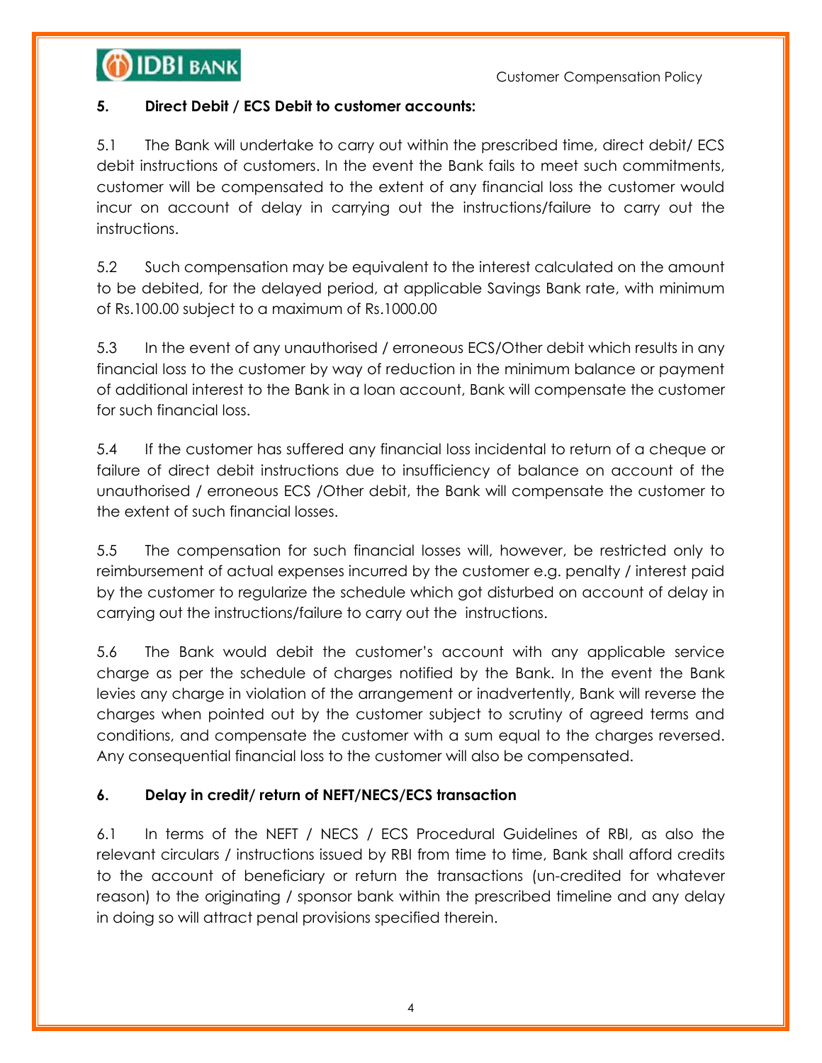### 5. Direct Debit / ECS Debit to customer accounts:

5.1 The Bank will undertake to carry out within the prescribed time, direct debit/ ECS debit instructions of customers. In the event the Bank fails to meet such commitments, customer will be compensated to the extent of any financial loss the customer would incur on account of delay in carrying out the instructions/failure to carry out the instructions.

5.2 Such compensation may be equivalent to the interest calculated on the amount to be debited, for the delayed period, at applicable Savings Bank rate, with minimum of Rs.100.00 subject to a maximum of Rs.1000.00

5.3 In the event of any unauthorised / erroneous ECS/Other debit which results in any financial loss to the customer by way of reduction in the minimum balance or payment of additional interest to the Bank in a loan account, Bank will compensate the customer for such financial loss.

5.4 If the customer has suffered any financial loss incidental to return of a cheque or failure of direct debit instructions due to insufficiency of balance on account of the unauthorised / erroneous ECS /Other debit, the Bank will compensate the customer to the extent of such financial losses.

5.5 The compensation for such financial losses will, however, be restricted only to reimbursement of actual expenses incurred by the customer e.g. penalty / interest paid by the customer to regularize the schedule which got disturbed on account of delay in carrying out the instructions/failure to carry out the instructions.

5.6 The Bank would debit the customer's account with any applicable service charge as per the schedule of charges notified by the Bank. In the event the Bank levies any charge in violation of the arrangement or inadvertently, Bank will reverse the charges when pointed out by the customer subject to scrutiny of agreed terms and conditions, and compensate the customer with a sum equal to the charges reversed. Any consequential financial loss to the customer will also be compensated.

### 6. Delay in credit/ return of NEFT/NECS/ECS transaction

6.1 In terms of the NEFT / NECS / ECS Procedural Guidelines of RBI, as also the relevant circulars / instructions issued by RBI from time to time, Bank shall afford credits to the account of beneficiary or return the transactions (un-credited for whatever reason) to the originating / sponsor bank within the prescribed timeline and any delay in doing so will attract penal provisions specified therein.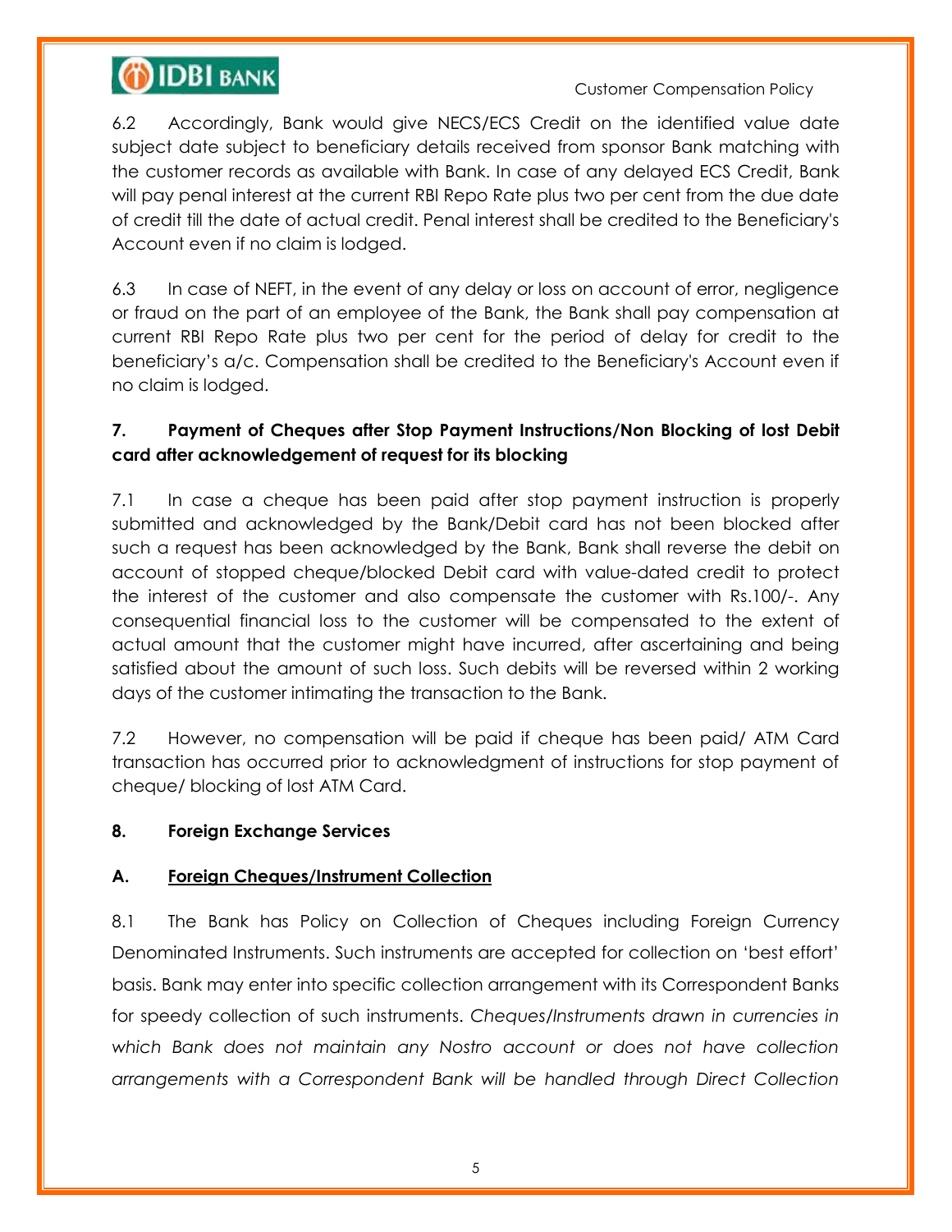6.2 Accordingly, Bank would give NECS/ECS Credit on the identified value date subject date subject to beneficiary details received from sponsor Bank matching with the customer records as available with Bank. In case of any delayed ECS Credit, Bank will pay penal interest at the current RBI Repo Rate plus two per cent from the due date of credit till the date of actual credit. Penal interest shall be credited to the Beneficiary's Account even if no claim is lodged.

6.3 In case of NEFT, in the event of any delay or loss on account of error, negligence or fraud on the part of an employee of the Bank, the Bank shall pay compensation at current RBI Repo Rate plus two per cent for the period of delay for credit to the beneficiary's a/c. Compensation shall be credited to the Beneficiary's Account even if no claim is lodged.

## 7. Payment of Cheques after Stop Payment Instructions/Non Blocking of lost Debit card after acknowledgement of request for its blocking

7.1 In case a cheque has been paid after stop payment instruction is properly submitted and acknowledged by the Bank/Debit card has not been blocked after such a request has been acknowledged by the Bank, Bank shall reverse the debit on account of stopped cheque/blocked Debit card with value-dated credit to protect the interest of the customer and also compensate the customer with Rs.100/-. Any consequential financial loss to the customer will be compensated to the extent of actual amount that the customer might have incurred, after ascertaining and being satisfied about the amount of such loss. Such debits will be reversed within 2 working days of the customer intimating the transaction to the Bank.

7.2 However, no compensation will be paid if cheque has been paid/ ATM Card transaction has occurred prior to acknowledgment of instructions for stop payment of cheque/ blocking of lost ATM Card.

## 8. Foreign Exchange Services

### A. Foreign Cheques/Instrument Collection

8.1 The Bank has Policy on Collection of Cheques including Foreign Currency Denominated Instruments. Such instruments are accepted for collection on 'best effort' basis. Bank may enter into specific collection arrangement with its Correspondent Banks for speedy collection of such instruments. *Cheques/Instruments drawn in currencies in which Bank does not maintain any Nostro account or does not have collection arrangements with a Correspondent Bank will be handled through Direct Collection*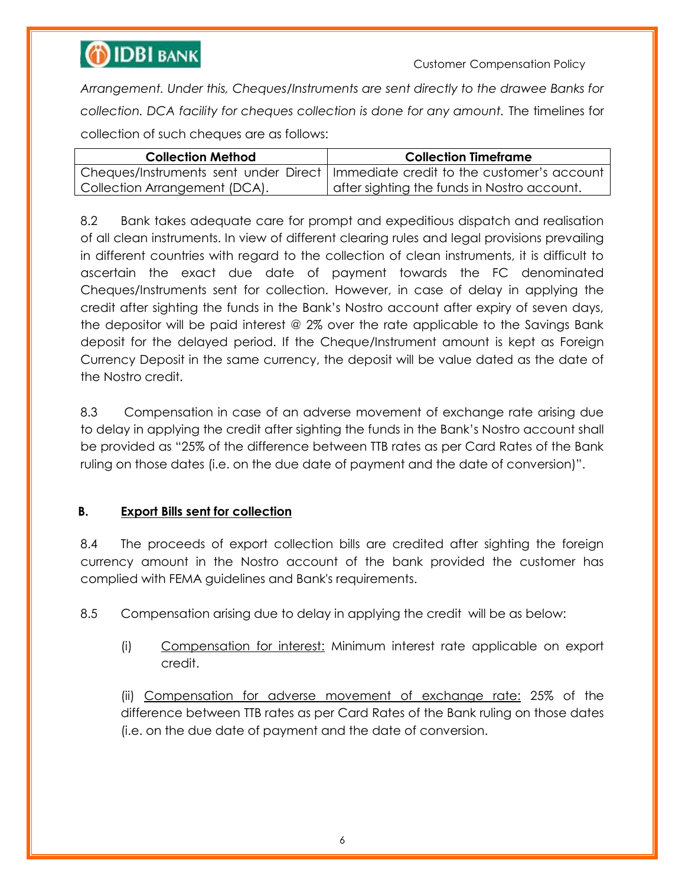*Arrangement. Under this, Cheques/Instruments are sent directly to the drawee Banks for collection. DCA facility for cheques collection is done for any amount.* The timelines for collection of such cheques are as follows:

| Collection Method | Collection Timeframe |
|---|---|
| Cheques/Instruments sent under Direct Collection Arrangement (DCA). | Immediate credit to the customer's account after sighting the funds in Nostro account. |

8.2 Bank takes adequate care for prompt and expeditious dispatch and realisation of all clean instruments. In view of different clearing rules and legal provisions prevailing in different countries with regard to the collection of clean instruments, it is difficult to ascertain the exact due date of payment towards the FC denominated Cheques/Instruments sent for collection. However, in case of delay in applying the credit after sighting the funds in the Bank's Nostro account after expiry of seven days, the depositor will be paid interest @ 2% over the rate applicable to the Savings Bank deposit for the delayed period. If the Cheque/Instrument amount is kept as Foreign Currency Deposit in the same currency, the deposit will be value dated as the date of the Nostro credit.

8.3 Compensation in case of an adverse movement of exchange rate arising due to delay in applying the credit after sighting the funds in the Bank's Nostro account shall be provided as "25% of the difference between TTB rates as per Card Rates of the Bank ruling on those dates (i.e. on the due date of payment and the date of conversion)".

### B. <u>Export Bills sent for collection</u>

8.4 The proceeds of export collection bills are credited after sighting the foreign currency amount in the Nostro account of the bank provided the customer has complied with FEMA guidelines and Bank's requirements.

8.5 Compensation arising due to delay in applying the credit will be as below:

(i) <u>Compensation for interest:</u> Minimum interest rate applicable on export credit.

(ii) <u>Compensation for adverse movement of exchange rate:</u> 25% of the difference between TTB rates as per Card Rates of the Bank ruling on those dates (i.e. on the due date of payment and the date of conversion.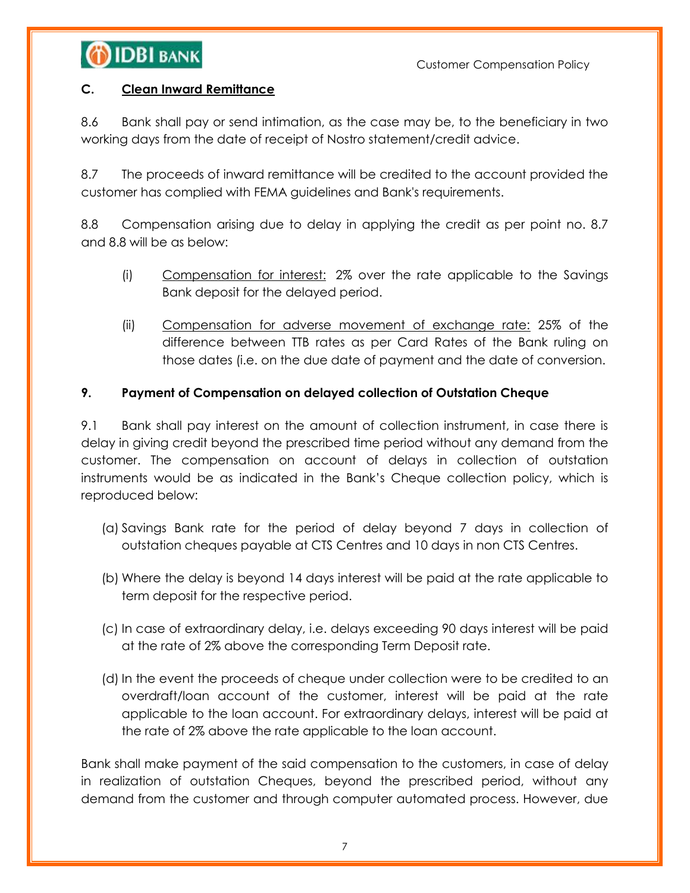### C. <u>Clean Inward Remittance</u>

8.6 Bank shall pay or send intimation, as the case may be, to the beneficiary in two working days from the date of receipt of Nostro statement/credit advice.

8.7 The proceeds of inward remittance will be credited to the account provided the customer has complied with FEMA guidelines and Bank's requirements.

8.8 Compensation arising due to delay in applying the credit as per point no. 8.7 and 8.8 will be as below:

- (i) <u>Compensation for interest:</u> 2% over the rate applicable to the Savings Bank deposit for the delayed period.
- (ii) <u>Compensation for adverse movement of exchange rate:</u> 25% of the difference between TTB rates as per Card Rates of the Bank ruling on those dates (i.e. on the due date of payment and the date of conversion.

### 9. Payment of Compensation on delayed collection of Outstation Cheque

9.1 Bank shall pay interest on the amount of collection instrument, in case there is delay in giving credit beyond the prescribed time period without any demand from the customer. The compensation on account of delays in collection of outstation instruments would be as indicated in the Bank's Cheque collection policy, which is reproduced below:

- (a) Savings Bank rate for the period of delay beyond 7 days in collection of outstation cheques payable at CTS Centres and 10 days in non CTS Centres.
- (b) Where the delay is beyond 14 days interest will be paid at the rate applicable to term deposit for the respective period.
- (c) In case of extraordinary delay, i.e. delays exceeding 90 days interest will be paid at the rate of 2% above the corresponding Term Deposit rate.
- (d) In the event the proceeds of cheque under collection were to be credited to an overdraft/loan account of the customer, interest will be paid at the rate applicable to the loan account. For extraordinary delays, interest will be paid at the rate of 2% above the rate applicable to the loan account.

Bank shall make payment of the said compensation to the customers, in case of delay in realization of outstation Cheques, beyond the prescribed period, without any demand from the customer and through computer automated process. However, due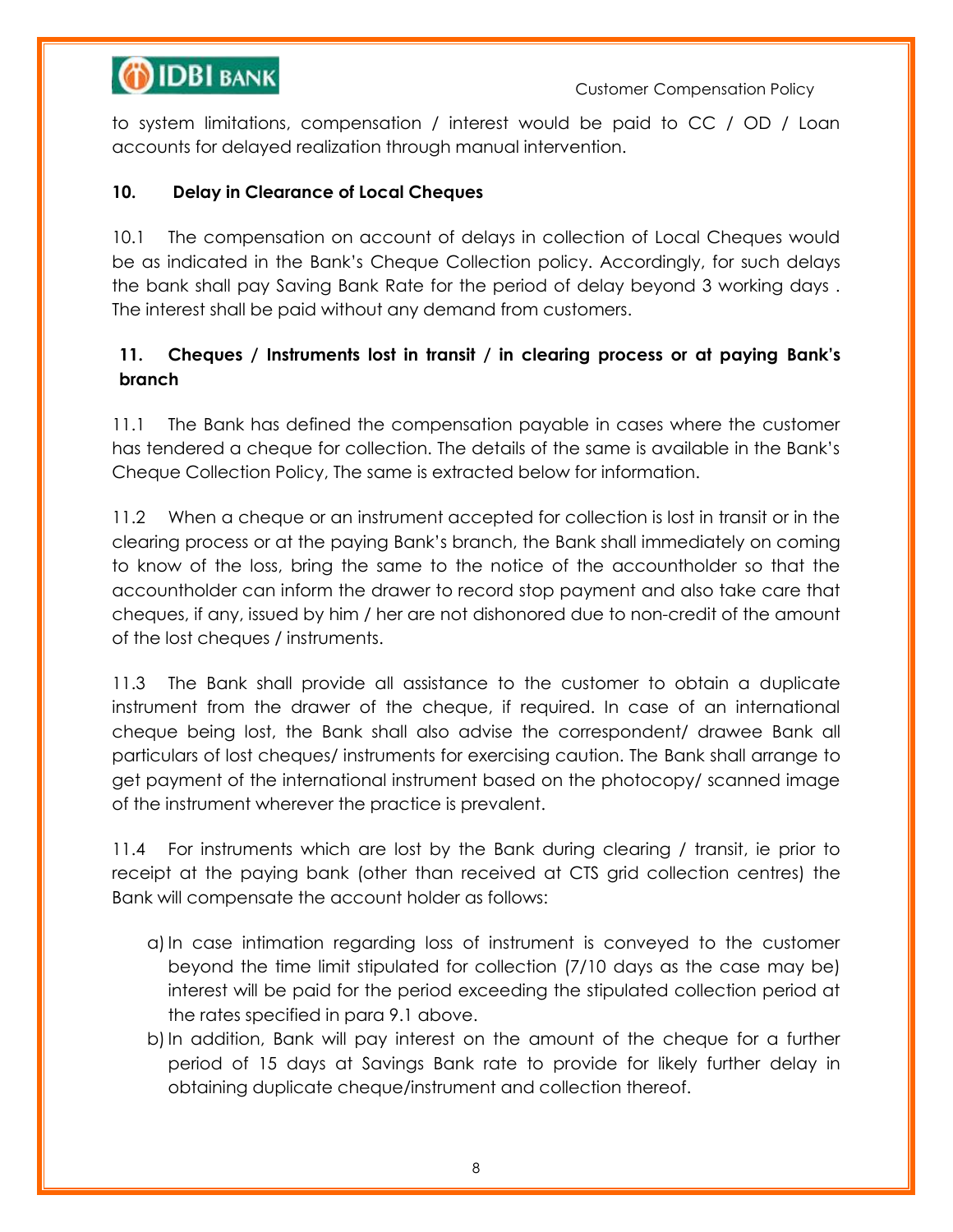to system limitations, compensation / interest would be paid to CC / OD / Loan accounts for delayed realization through manual intervention.

## 10. Delay in Clearance of Local Cheques

10.1 The compensation on account of delays in collection of Local Cheques would be as indicated in the Bank's Cheque Collection policy. Accordingly, for such delays the bank shall pay Saving Bank Rate for the period of delay beyond 3 working days . The interest shall be paid without any demand from customers.

## 11. Cheques / Instruments lost in transit / in clearing process or at paying Bank's branch

11.1 The Bank has defined the compensation payable in cases where the customer has tendered a cheque for collection. The details of the same is available in the Bank's Cheque Collection Policy, The same is extracted below for information.

11.2 When a cheque or an instrument accepted for collection is lost in transit or in the clearing process or at the paying Bank's branch, the Bank shall immediately on coming to know of the loss, bring the same to the notice of the accountholder so that the accountholder can inform the drawer to record stop payment and also take care that cheques, if any, issued by him / her are not dishonored due to non-credit of the amount of the lost cheques / instruments.

11.3 The Bank shall provide all assistance to the customer to obtain a duplicate instrument from the drawer of the cheque, if required. In case of an international cheque being lost, the Bank shall also advise the correspondent/ drawee Bank all particulars of lost cheques/ instruments for exercising caution. The Bank shall arrange to get payment of the international instrument based on the photocopy/ scanned image of the instrument wherever the practice is prevalent.

11.4 For instruments which are lost by the Bank during clearing / transit, ie prior to receipt at the paying bank (other than received at CTS grid collection centres) the Bank will compensate the account holder as follows:

a) In case intimation regarding loss of instrument is conveyed to the customer beyond the time limit stipulated for collection (7/10 days as the case may be) interest will be paid for the period exceeding the stipulated collection period at the rates specified in para 9.1 above.

b) In addition, Bank will pay interest on the amount of the cheque for a further period of 15 days at Savings Bank rate to provide for likely further delay in obtaining duplicate cheque/instrument and collection thereof.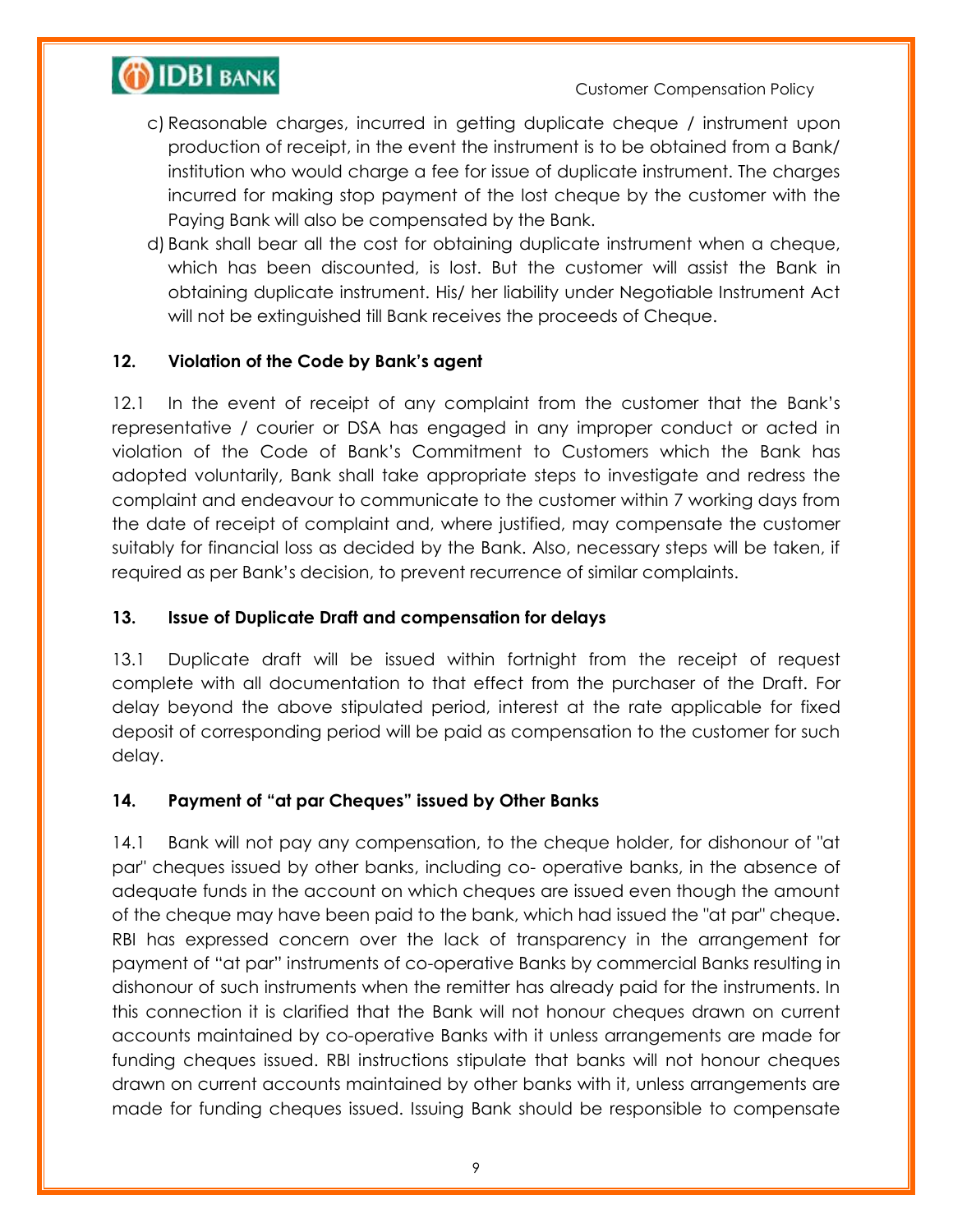c) Reasonable charges, incurred in getting duplicate cheque / instrument upon production of receipt, in the event the instrument is to be obtained from a Bank/ institution who would charge a fee for issue of duplicate instrument. The charges incurred for making stop payment of the lost cheque by the customer with the Paying Bank will also be compensated by the Bank.

d) Bank shall bear all the cost for obtaining duplicate instrument when a cheque, which has been discounted, is lost. But the customer will assist the Bank in obtaining duplicate instrument. His/ her liability under Negotiable Instrument Act will not be extinguished till Bank receives the proceeds of Cheque.

## 12. Violation of the Code by Bank's agent

12.1 In the event of receipt of any complaint from the customer that the Bank's representative / courier or DSA has engaged in any improper conduct or acted in violation of the Code of Bank's Commitment to Customers which the Bank has adopted voluntarily, Bank shall take appropriate steps to investigate and redress the complaint and endeavour to communicate to the customer within 7 working days from the date of receipt of complaint and, where justified, may compensate the customer suitably for financial loss as decided by the Bank. Also, necessary steps will be taken, if required as per Bank's decision, to prevent recurrence of similar complaints.

## 13. Issue of Duplicate Draft and compensation for delays

13.1 Duplicate draft will be issued within fortnight from the receipt of request complete with all documentation to that effect from the purchaser of the Draft. For delay beyond the above stipulated period, interest at the rate applicable for fixed deposit of corresponding period will be paid as compensation to the customer for such delay.

## 14. Payment of "at par Cheques" issued by Other Banks

14.1 Bank will not pay any compensation, to the cheque holder, for dishonour of "at par" cheques issued by other banks, including co- operative banks, in the absence of adequate funds in the account on which cheques are issued even though the amount of the cheque may have been paid to the bank, which had issued the "at par" cheque. RBI has expressed concern over the lack of transparency in the arrangement for payment of "at par" instruments of co-operative Banks by commercial Banks resulting in dishonour of such instruments when the remitter has already paid for the instruments. In this connection it is clarified that the Bank will not honour cheques drawn on current accounts maintained by co-operative Banks with it unless arrangements are made for funding cheques issued. RBI instructions stipulate that banks will not honour cheques drawn on current accounts maintained by other banks with it, unless arrangements are made for funding cheques issued. Issuing Bank should be responsible to compensate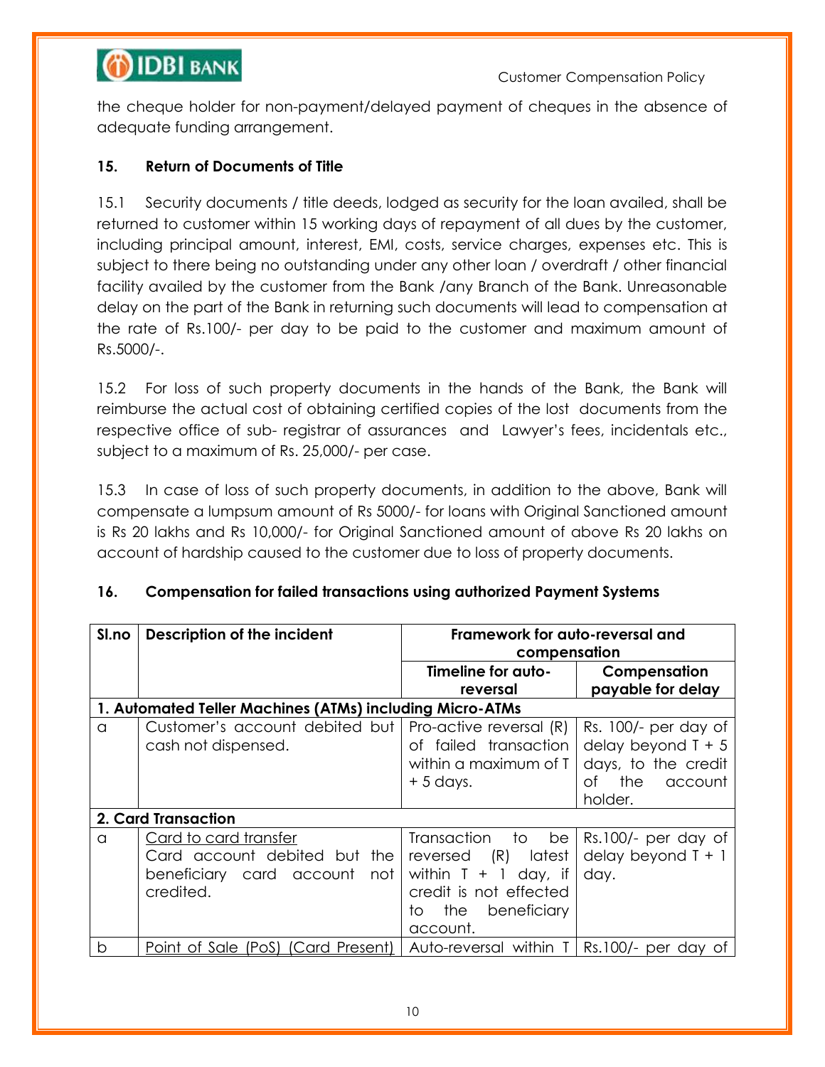the cheque holder for non-payment/delayed payment of cheques in the absence of adequate funding arrangement.

### 15. Return of Documents of Title

15.1 Security documents / title deeds, lodged as security for the loan availed, shall be returned to customer within 15 working days of repayment of all dues by the customer, including principal amount, interest, EMI, costs, service charges, expenses etc. This is subject to there being no outstanding under any other loan / overdraft / other financial facility availed by the customer from the Bank /any Branch of the Bank. Unreasonable delay on the part of the Bank in returning such documents will lead to compensation at the rate of Rs.100/- per day to be paid to the customer and maximum amount of Rs.5000/-.

15.2 For loss of such property documents in the hands of the Bank, the Bank will reimburse the actual cost of obtaining certified copies of the lost documents from the respective office of sub- registrar of assurances and Lawyer's fees, incidentals etc., subject to a maximum of Rs. 25,000/- per case.

15.3 In case of loss of such property documents, in addition to the above, Bank will compensate a lumpsum amount of Rs 5000/- for loans with Original Sanctioned amount is Rs 20 lakhs and Rs 10,000/- for Original Sanctioned amount of above Rs 20 lakhs on account of hardship caused to the customer due to loss of property documents.

### 16. Compensation for failed transactions using authorized Payment Systems

| Sl.no | Description of the incident | Framework for auto-reversal and compensation | |
|---|---|---|---|
| | | **Timeline for auto-reversal** | **Compensation payable for delay** |
| **1. Automated Teller Machines (ATMs) including Micro-ATMs** | | | |
| a | Customer's account debited but cash not dispensed. | Pro-active reversal (R) of failed transaction within a maximum of T + 5 days. | Rs. 100/- per day of delay beyond T + 5 days, to the credit of the account holder. |
| **2. Card Transaction** | | | |
| a | Card to card transfer<br>Card account debited but the beneficiary card account not credited. | Transaction to be reversed (R) latest within T + 1 day, if credit is not effected to the beneficiary account. | Rs.100/- per day of delay beyond T + 1 day. |
| b | Point of Sale (PoS) (Card Present) | Auto-reversal within T | Rs.100/- per day of |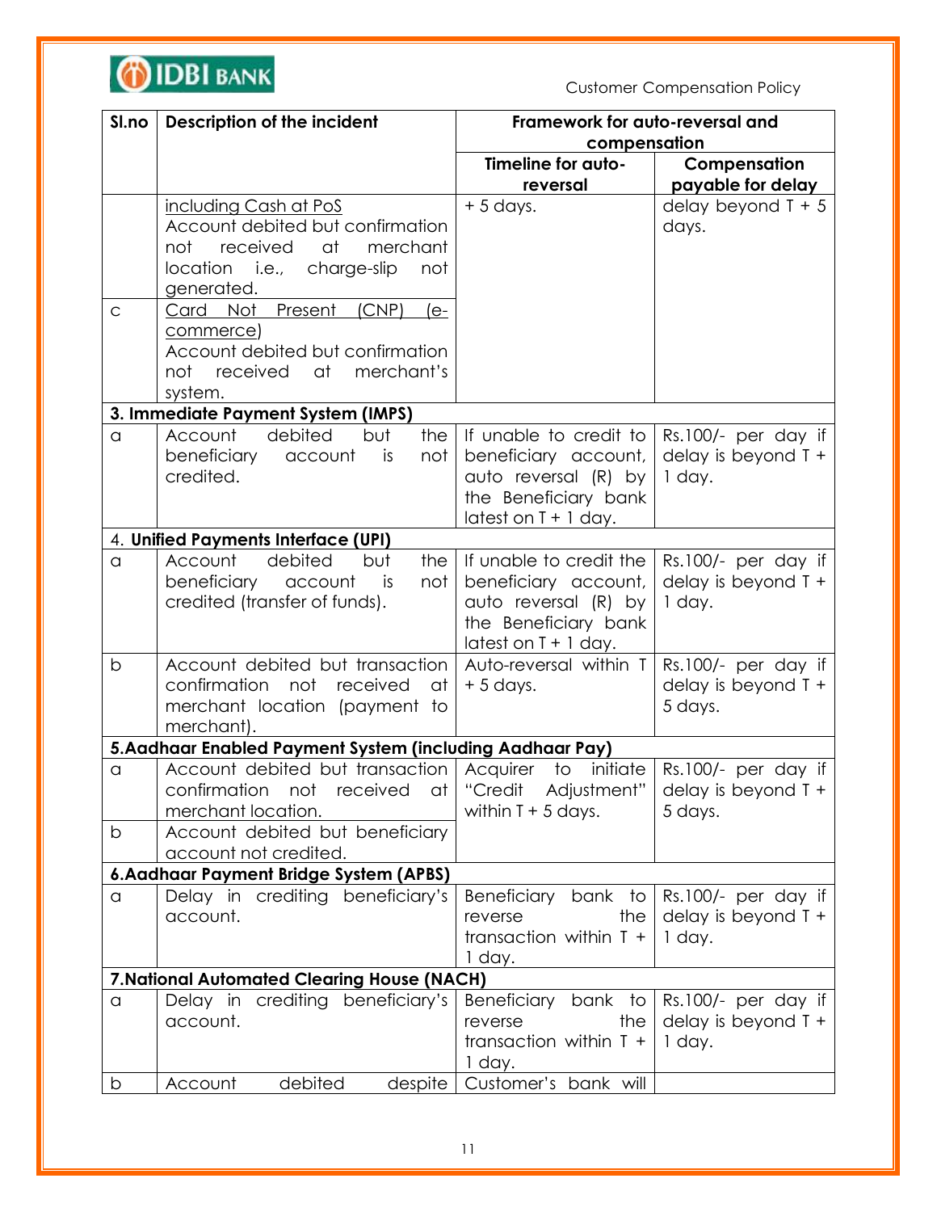| Sl.no | Description of the incident | Framework for auto-reversal and compensation | |
|---|---|---|---|
| | | Timeline for auto-reversal | Compensation payable for delay |
| | including Cash at PoS<br>Account debited but confirmation not received at merchant location i.e., charge-slip not generated. | + 5 days. | delay beyond T + 5 days. |
| c | Card Not Present (CNP) (e-commerce)<br>Account debited but confirmation not received at merchant's system. | | |
| **3. Immediate Payment System (IMPS)** | | | |
| a | Account debited but the beneficiary account is not credited. | If unable to credit to beneficiary account, auto reversal (R) by the Beneficiary bank latest on T + 1 day. | Rs.100/- per day if delay is beyond T + 1 day. |
| 4. **Unified Payments Interface (UPI)** | | | |
| a | Account debited but the beneficiary account is not credited (transfer of funds). | If unable to credit the beneficiary account, auto reversal (R) by the Beneficiary bank latest on T + 1 day. | Rs.100/- per day if delay is beyond T + 1 day. |
| b | Account debited but transaction confirmation not received at merchant location (payment to merchant). | Auto-reversal within T + 5 days. | Rs.100/- per day if delay is beyond T + 5 days. |
| **5.Aadhaar Enabled Payment System (including Aadhaar Pay)** | | | |
| a | Account debited but transaction confirmation not received at merchant location. | Acquirer to initiate "Credit Adjustment" within T + 5 days. | Rs.100/- per day if delay is beyond T + 5 days. |
| b | Account debited but beneficiary account not credited. | | |
| **6.Aadhaar Payment Bridge System (APBS)** | | | |
| a | Delay in crediting beneficiary's account. | Beneficiary bank to reverse the transaction within T + 1 day. | Rs.100/- per day if delay is beyond T + 1 day. |
| **7.National Automated Clearing House (NACH)** | | | |
| a | Delay in crediting beneficiary's account. | Beneficiary bank to reverse the transaction within T + 1 day. | Rs.100/- per day if delay is beyond T + 1 day. |
| b | Account debited despite | Customer's bank will | |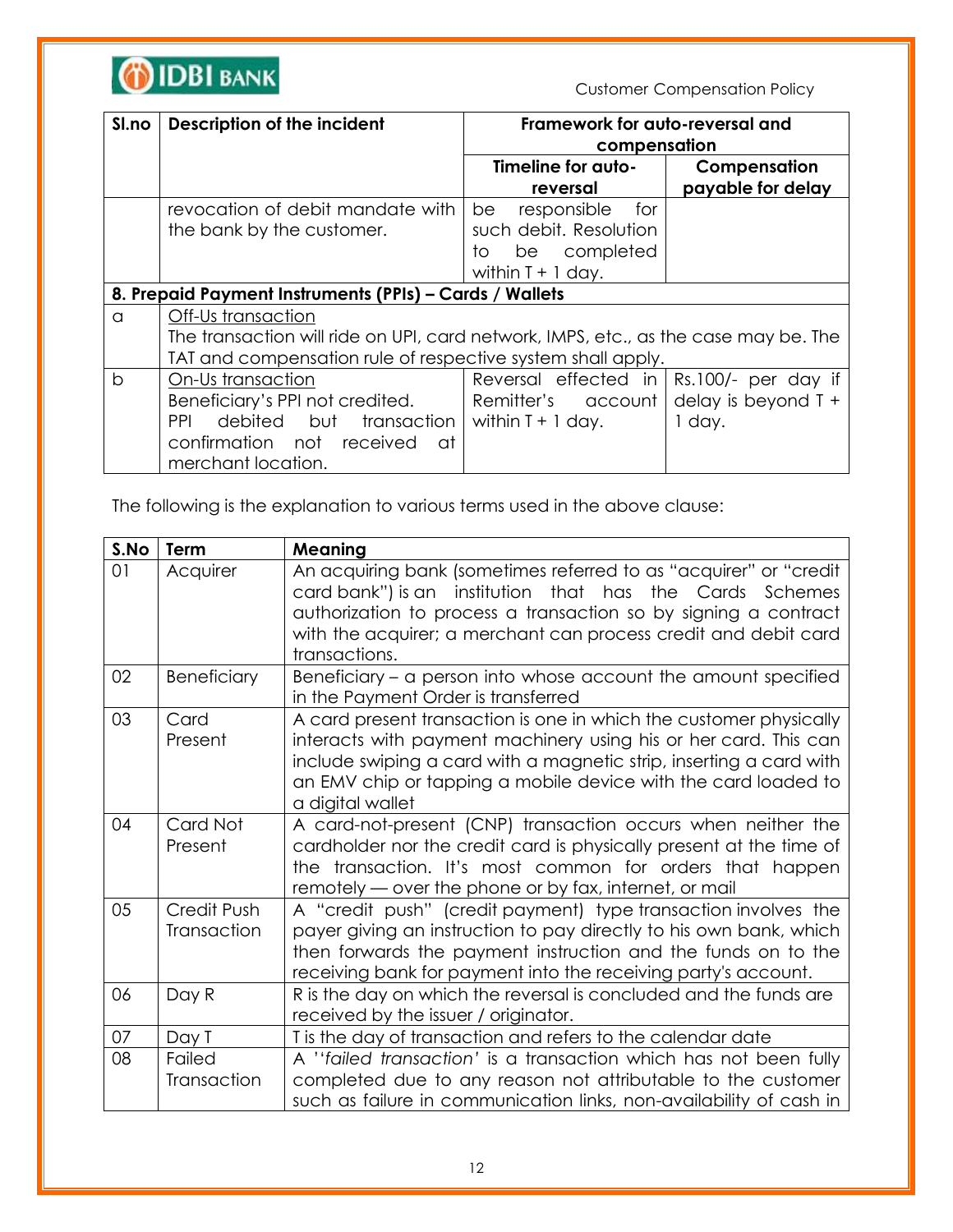| Sl.no | Description of the incident | Framework for auto-reversal and compensation | |
|---|---|---|---|
| | | Timeline for auto-reversal | Compensation payable for delay |
| | revocation of debit mandate with the bank by the customer. | be responsible for such debit. Resolution to be completed within T + 1 day. | |
| **8. Prepaid Payment Instruments (PPIs) – Cards / Wallets** | | | |
| a | Off-Us transaction<br>The transaction will ride on UPI, card network, IMPS, etc., as the case may be. The TAT and compensation rule of respective system shall apply. | | |
| b | On-Us transaction<br>Beneficiary's PPI not credited.<br>PPI debited but transaction confirmation not received at merchant location. | Reversal effected in Remitter's account within T + 1 day. | Rs.100/- per day if delay is beyond T + 1 day. |

The following is the explanation to various terms used in the above clause:

| S.No | Term | Meaning |
|---|---|---|
| 01 | Acquirer | An acquiring bank (sometimes referred to as "acquirer" or "credit card bank") is an institution that has the Cards Schemes authorization to process a transaction so by signing a contract with the acquirer; a merchant can process credit and debit card transactions. |
| 02 | Beneficiary | Beneficiary – a person into whose account the amount specified in the Payment Order is transferred |
| 03 | Card Present | A card present transaction is one in which the customer physically interacts with payment machinery using his or her card. This can include swiping a card with a magnetic strip, inserting a card with an EMV chip or tapping a mobile device with the card loaded to a digital wallet |
| 04 | Card Not Present | A card-not-present (CNP) transaction occurs when neither the cardholder nor the credit card is physically present at the time of the transaction. It's most common for orders that happen remotely — over the phone or by fax, internet, or mail |
| 05 | Credit Push Transaction | A "credit push" (credit payment) type transaction involves the payer giving an instruction to pay directly to his own bank, which then forwards the payment instruction and the funds on to the receiving bank for payment into the receiving party's account. |
| 06 | Day R | R is the day on which the reversal is concluded and the funds are received by the issuer / originator. |
| 07 | Day T | T is the day of transaction and refers to the calendar date |
| 08 | Failed Transaction | A ''*failed transaction'* is a transaction which has not been fully completed due to any reason not attributable to the customer such as failure in communication links, non-availability of cash in |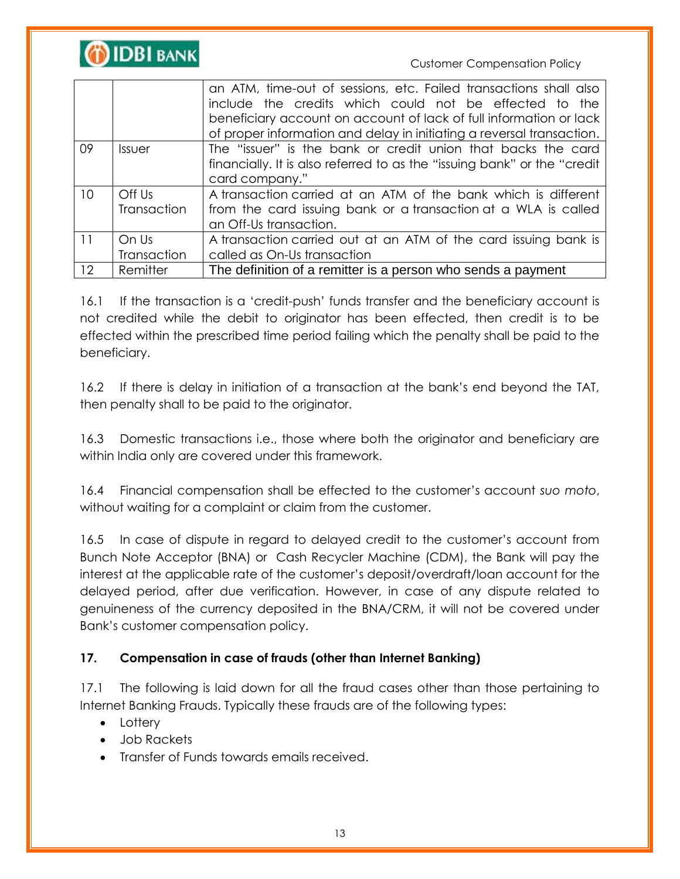| | | |
|---|---|---|
| | | an ATM, time-out of sessions, etc. Failed transactions shall also include the credits which could not be effected to the beneficiary account on account of lack of full information or lack of proper information and delay in initiating a reversal transaction. |
| 09 | Issuer | The "issuer" is the bank or credit union that backs the card financially. It is also referred to as the "issuing bank" or the "credit card company." |
| 10 | Off Us Transaction | A transaction carried at an ATM of the bank which is different from the card issuing bank or a transaction at a WLA is called an Off-Us transaction. |
| 11 | On Us Transaction | A transaction carried out at an ATM of the card issuing bank is called as On-Us transaction |
| 12 | Remitter | The definition of a remitter is a person who sends a payment |

16.1 If the transaction is a 'credit-push' funds transfer and the beneficiary account is not credited while the debit to originator has been effected, then credit is to be effected within the prescribed time period failing which the penalty shall be paid to the beneficiary.

16.2 If there is delay in initiation of a transaction at the bank's end beyond the TAT, then penalty shall to be paid to the originator.

16.3 Domestic transactions i.e., those where both the originator and beneficiary are within India only are covered under this framework.

16.4 Financial compensation shall be effected to the customer's account *suo moto*, without waiting for a complaint or claim from the customer.

16.5 In case of dispute in regard to delayed credit to the customer's account from Bunch Note Acceptor (BNA) or Cash Recycler Machine (CDM), the Bank will pay the interest at the applicable rate of the customer's deposit/overdraft/loan account for the delayed period, after due verification. However, in case of any dispute related to genuineness of the currency deposited in the BNA/CRM, it will not be covered under Bank's customer compensation policy.

## 17. Compensation in case of frauds (other than Internet Banking)

17.1 The following is laid down for all the fraud cases other than those pertaining to Internet Banking Frauds. Typically these frauds are of the following types:

- Lottery
- Job Rackets
- Transfer of Funds towards emails received.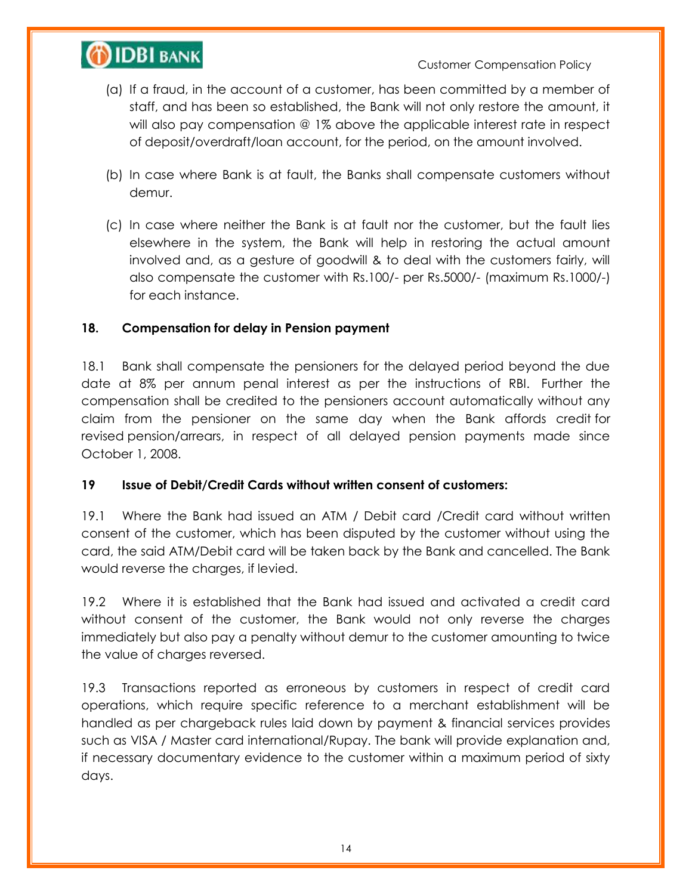(a) If a fraud, in the account of a customer, has been committed by a member of staff, and has been so established, the Bank will not only restore the amount, it will also pay compensation @ 1% above the applicable interest rate in respect of deposit/overdraft/loan account, for the period, on the amount involved.

(b) In case where Bank is at fault, the Banks shall compensate customers without demur.

(c) In case where neither the Bank is at fault nor the customer, but the fault lies elsewhere in the system, the Bank will help in restoring the actual amount involved and, as a gesture of goodwill & to deal with the customers fairly, will also compensate the customer with Rs.100/- per Rs.5000/- (maximum Rs.1000/-) for each instance.

### 18. Compensation for delay in Pension payment

18.1 Bank shall compensate the pensioners for the delayed period beyond the due date at 8% per annum penal interest as per the instructions of RBI. Further the compensation shall be credited to the pensioners account automatically without any claim from the pensioner on the same day when the Bank affords credit for revised pension/arrears, in respect of all delayed pension payments made since October 1, 2008.

### 19 Issue of Debit/Credit Cards without written consent of customers:

19.1 Where the Bank had issued an ATM / Debit card /Credit card without written consent of the customer, which has been disputed by the customer without using the card, the said ATM/Debit card will be taken back by the Bank and cancelled. The Bank would reverse the charges, if levied.

19.2 Where it is established that the Bank had issued and activated a credit card without consent of the customer, the Bank would not only reverse the charges immediately but also pay a penalty without demur to the customer amounting to twice the value of charges reversed.

19.3 Transactions reported as erroneous by customers in respect of credit card operations, which require specific reference to a merchant establishment will be handled as per chargeback rules laid down by payment & financial services provides such as VISA / Master card international/Rupay. The bank will provide explanation and, if necessary documentary evidence to the customer within a maximum period of sixty days.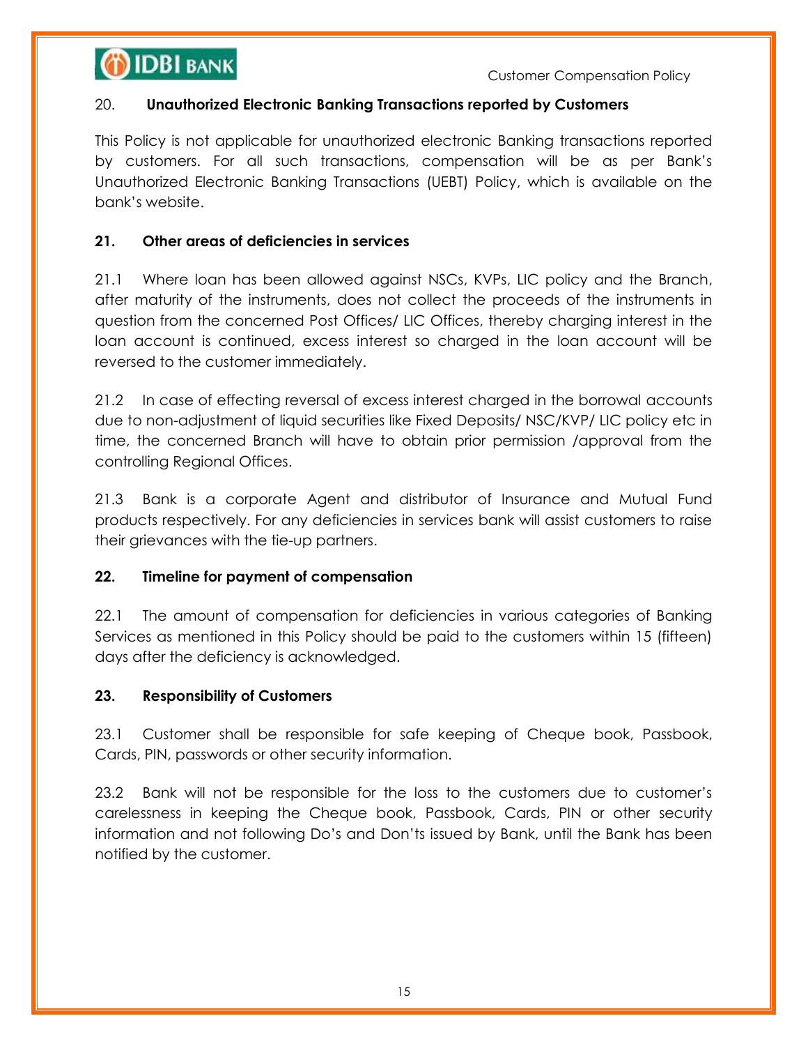## 20. **Unauthorized Electronic Banking Transactions reported by Customers**

This Policy is not applicable for unauthorized electronic Banking transactions reported by customers. For all such transactions, compensation will be as per Bank's Unauthorized Electronic Banking Transactions (UEBT) Policy, which is available on the bank's website.

## 21. Other areas of deficiencies in services

21.1 Where loan has been allowed against NSCs, KVPs, LIC policy and the Branch, after maturity of the instruments, does not collect the proceeds of the instruments in question from the concerned Post Offices/ LIC Offices, thereby charging interest in the loan account is continued, excess interest so charged in the loan account will be reversed to the customer immediately.

21.2 In case of effecting reversal of excess interest charged in the borrowal accounts due to non-adjustment of liquid securities like Fixed Deposits/ NSC/KVP/ LIC policy etc in time, the concerned Branch will have to obtain prior permission /approval from the controlling Regional Offices.

21.3 Bank is a corporate Agent and distributor of Insurance and Mutual Fund products respectively. For any deficiencies in services bank will assist customers to raise their grievances with the tie-up partners.

## 22. Timeline for payment of compensation

22.1 The amount of compensation for deficiencies in various categories of Banking Services as mentioned in this Policy should be paid to the customers within 15 (fifteen) days after the deficiency is acknowledged.

## 23. Responsibility of Customers

23.1 Customer shall be responsible for safe keeping of Cheque book, Passbook, Cards, PIN, passwords or other security information.

23.2 Bank will not be responsible for the loss to the customers due to customer's carelessness in keeping the Cheque book, Passbook, Cards, PIN or other security information and not following Do's and Don'ts issued by Bank, until the Bank has been notified by the customer.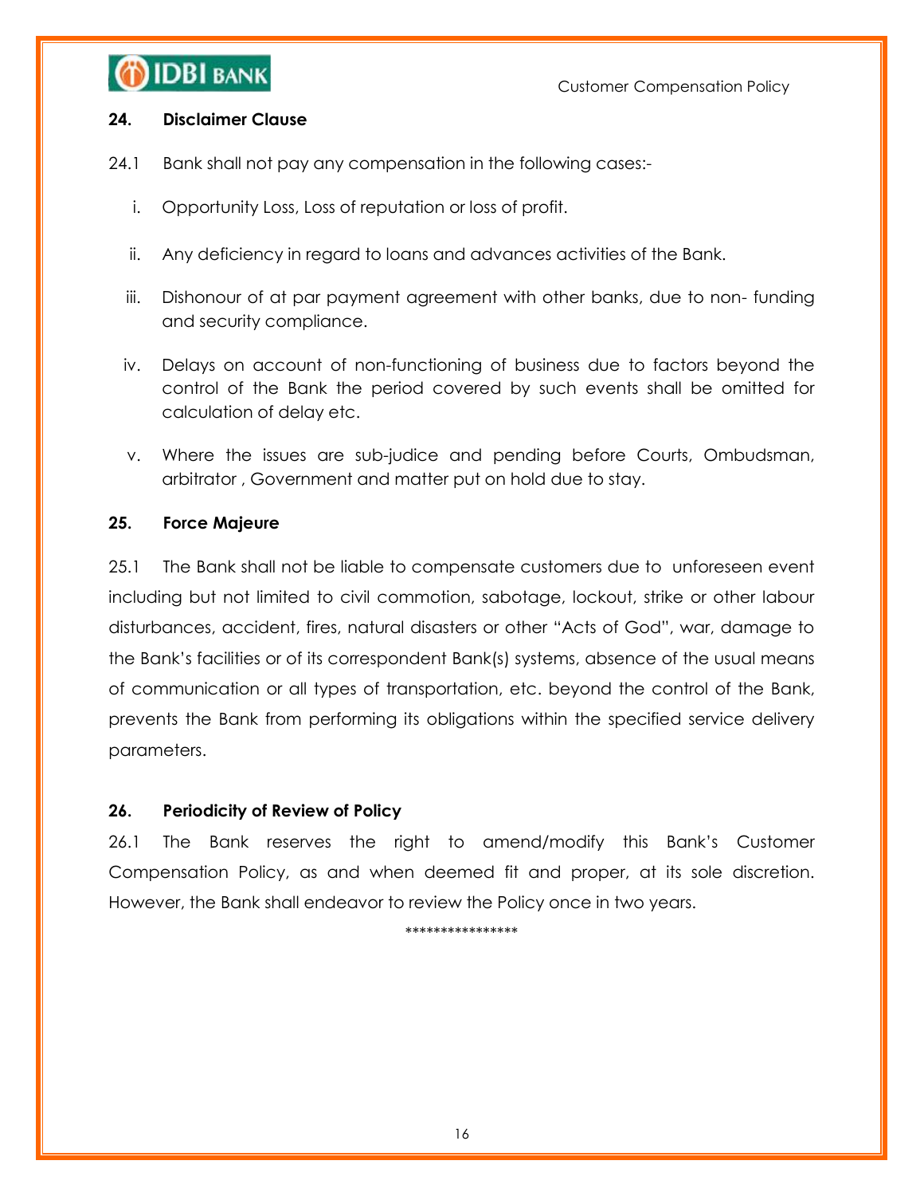## 24. Disclaimer Clause

24.1 Bank shall not pay any compensation in the following cases:-

i. Opportunity Loss, Loss of reputation or loss of profit.

ii. Any deficiency in regard to loans and advances activities of the Bank.

iii. Dishonour of at par payment agreement with other banks, due to non- funding and security compliance.

iv. Delays on account of non-functioning of business due to factors beyond the control of the Bank the period covered by such events shall be omitted for calculation of delay etc.

v. Where the issues are sub-judice and pending before Courts, Ombudsman, arbitrator , Government and matter put on hold due to stay.

## 25. Force Majeure

25.1 The Bank shall not be liable to compensate customers due to unforeseen event including but not limited to civil commotion, sabotage, lockout, strike or other labour disturbances, accident, fires, natural disasters or other "Acts of God", war, damage to the Bank's facilities or of its correspondent Bank(s) systems, absence of the usual means of communication or all types of transportation, etc. beyond the control of the Bank, prevents the Bank from performing its obligations within the specified service delivery parameters.

## 26. Periodicity of Review of Policy

26.1 The Bank reserves the right to amend/modify this Bank's Customer Compensation Policy, as and when deemed fit and proper, at its sole discretion. However, the Bank shall endeavor to review the Policy once in two years.

****************